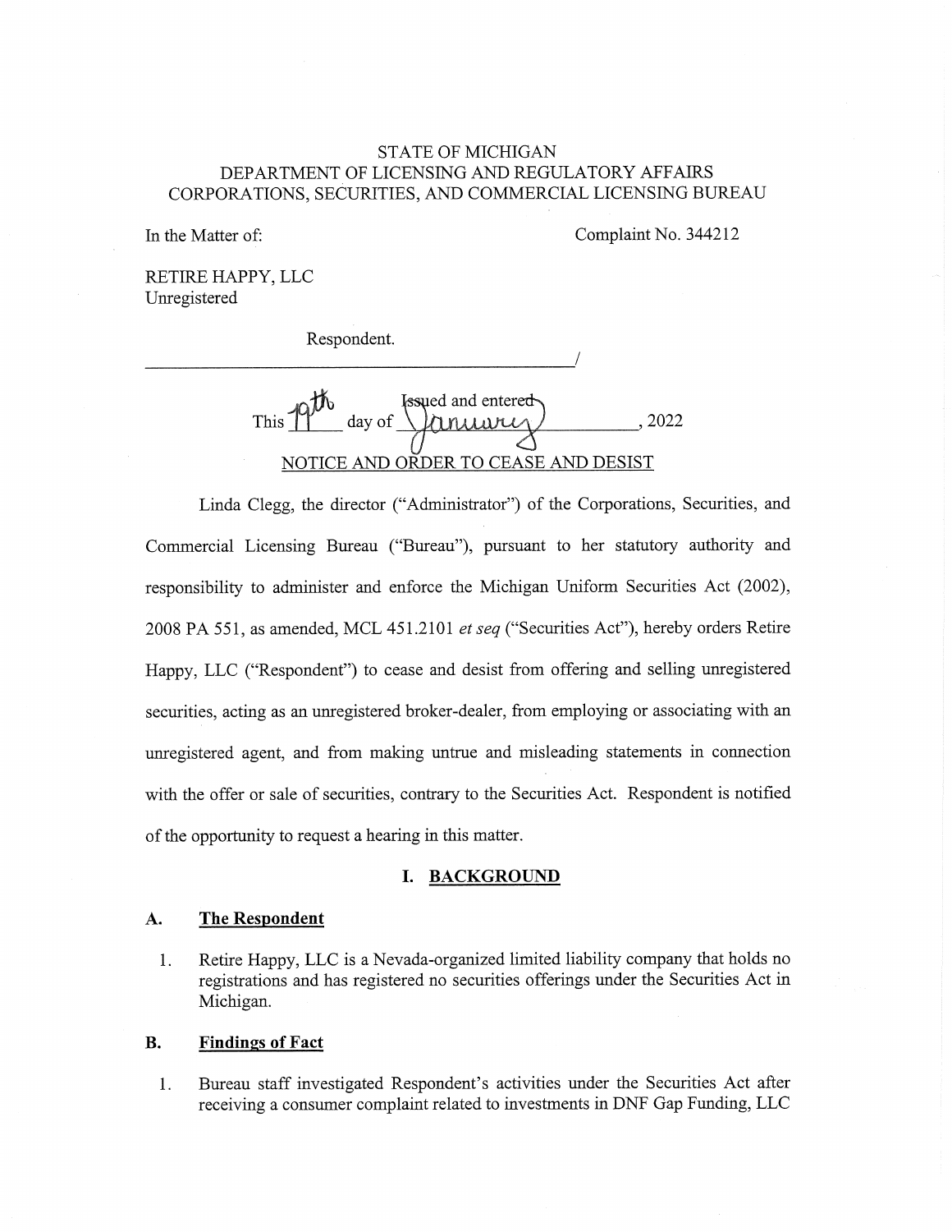STATE OF MICHIGAN
DEPARTMENT OF LICENSING AND REGULATORY AFFAIRS
CORPORATIONS, SECURITIES, AND COMMERCIAL LICENSING BUREAU

In the Matter of: Complaint No. 344212

RETIRE HAPPY, LLC
Unregistered

Respondent.
_______________________________________/

Issued and entered
This 19th day of January, 2022

NOTICE AND ORDER TO CEASE AND DESIST

Linda Clegg, the director ("Administrator") of the Corporations, Securities, and Commercial Licensing Bureau ("Bureau"), pursuant to her statutory authority and responsibility to administer and enforce the Michigan Uniform Securities Act (2002), 2008 PA 551, as amended, MCL 451.2101 *et seq* ("Securities Act"), hereby orders Retire Happy, LLC ("Respondent") to cease and desist from offering and selling unregistered securities, acting as an unregistered broker-dealer, from employing or associating with an unregistered agent, and from making untrue and misleading statements in connection with the offer or sale of securities, contrary to the Securities Act. Respondent is notified of the opportunity to request a hearing in this matter.

## I. BACKGROUND

### A. The Respondent

1. Retire Happy, LLC is a Nevada-organized limited liability company that holds no registrations and has registered no securities offerings under the Securities Act in Michigan.

### B. Findings of Fact

1. Bureau staff investigated Respondent's activities under the Securities Act after receiving a consumer complaint related to investments in DNF Gap Funding, LLC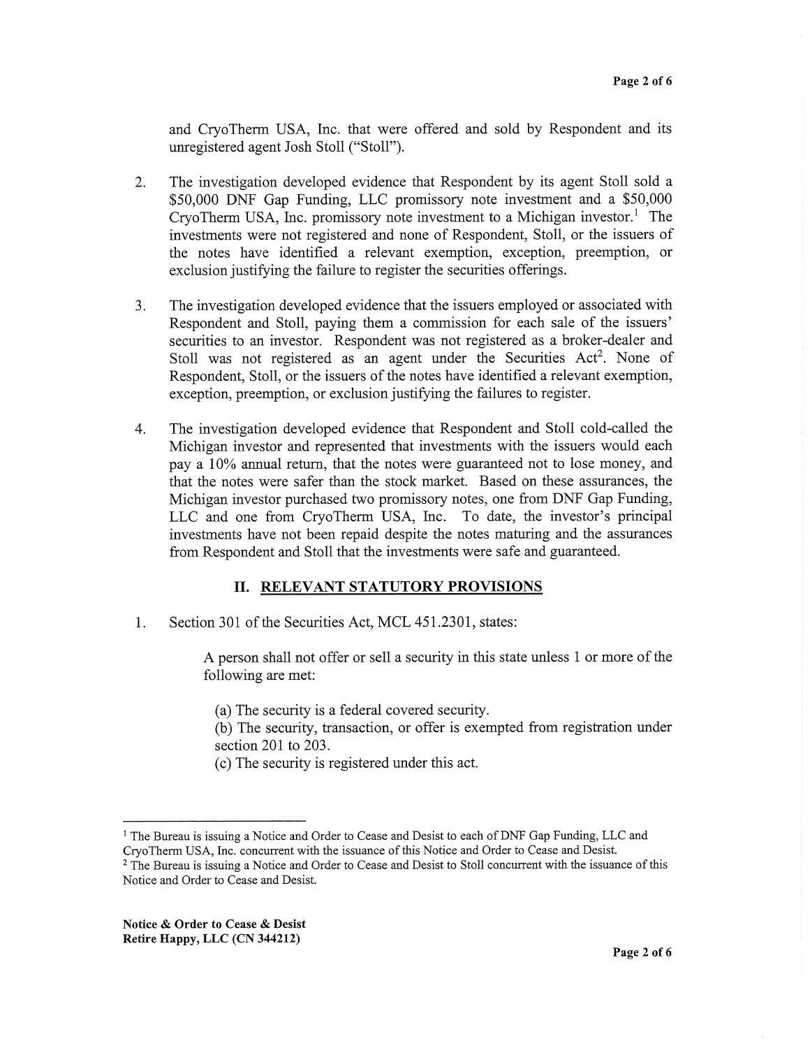and CryoTherm USA, Inc. that were offered and sold by Respondent and its unregistered agent Josh Stoll ("Stoll").

2. The investigation developed evidence that Respondent by its agent Stoll sold a $50,000 DNF Gap Funding, LLC promissory note investment and a $50,000 CryoTherm USA, Inc. promissory note investment to a Michigan investor.[1] The investments were not registered and none of Respondent, Stoll, or the issuers of the notes have identified a relevant exemption, exception, preemption, or exclusion justifying the failure to register the securities offerings.

3. The investigation developed evidence that the issuers employed or associated with Respondent and Stoll, paying them a commission for each sale of the issuers' securities to an investor. Respondent was not registered as a broker-dealer and Stoll was not registered as an agent under the Securities Act[2]. None of Respondent, Stoll, or the issuers of the notes have identified a relevant exemption, exception, preemption, or exclusion justifying the failures to register.

4. The investigation developed evidence that Respondent and Stoll cold-called the Michigan investor and represented that investments with the issuers would each pay a 10% annual return, that the notes were guaranteed not to lose money, and that the notes were safer than the stock market. Based on these assurances, the Michigan investor purchased two promissory notes, one from DNF Gap Funding, LLC and one from CryoTherm USA, Inc. To date, the investor's principal investments have not been repaid despite the notes maturing and the assurances from Respondent and Stoll that the investments were safe and guaranteed.

## II. RELEVANT STATUTORY PROVISIONS

1. Section 301 of the Securities Act, MCL 451.2301, states:

   A person shall not offer or sell a security in this state unless 1 or more of the following are met:

   (a) The security is a federal covered security.
   (b) The security, transaction, or offer is exempted from registration under section 201 to 203.
   (c) The security is registered under this act.

---

[1] The Bureau is issuing a Notice and Order to Cease and Desist to each of DNF Gap Funding, LLC and CryoTherm USA, Inc. concurrent with the issuance of this Notice and Order to Cease and Desist.

[2] The Bureau is issuing a Notice and Order to Cease and Desist to Stoll concurrent with the issuance of this Notice and Order to Cease and Desist.

**Notice & Order to Cease & Desist**
**Retire Happy, LLC (CN 344212)**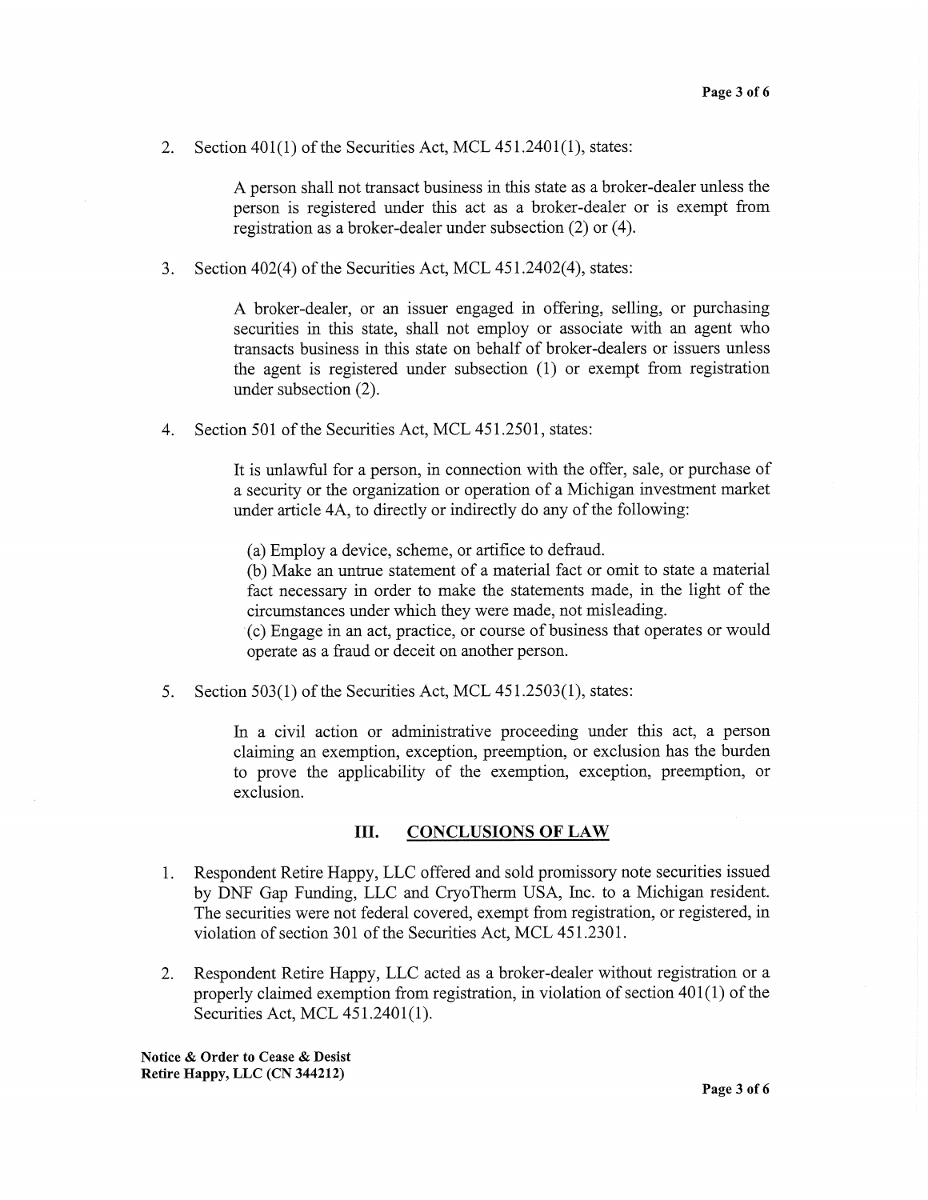2. Section 401(1) of the Securities Act, MCL 451.2401(1), states:

   > A person shall not transact business in this state as a broker-dealer unless the person is registered under this act as a broker-dealer or is exempt from registration as a broker-dealer under subsection (2) or (4).

3. Section 402(4) of the Securities Act, MCL 451.2402(4), states:

   > A broker-dealer, or an issuer engaged in offering, selling, or purchasing securities in this state, shall not employ or associate with an agent who transacts business in this state on behalf of broker-dealers or issuers unless the agent is registered under subsection (1) or exempt from registration under subsection (2).

4. Section 501 of the Securities Act, MCL 451.2501, states:

   > It is unlawful for a person, in connection with the offer, sale, or purchase of a security or the organization or operation of a Michigan investment market under article 4A, to directly or indirectly do any of the following:
   >
   > (a) Employ a device, scheme, or artifice to defraud.
   > (b) Make an untrue statement of a material fact or omit to state a material fact necessary in order to make the statements made, in the light of the circumstances under which they were made, not misleading.
   > (c) Engage in an act, practice, or course of business that operates or would operate as a fraud or deceit on another person.

5. Section 503(1) of the Securities Act, MCL 451.2503(1), states:

   > In a civil action or administrative proceeding under this act, a person claiming an exemption, exception, preemption, or exclusion has the burden to prove the applicability of the exemption, exception, preemption, or exclusion.

## III. CONCLUSIONS OF LAW

1. Respondent Retire Happy, LLC offered and sold promissory note securities issued by DNF Gap Funding, LLC and CryoTherm USA, Inc. to a Michigan resident. The securities were not federal covered, exempt from registration, or registered, in violation of section 301 of the Securities Act, MCL 451.2301.

2. Respondent Retire Happy, LLC acted as a broker-dealer without registration or a properly claimed exemption from registration, in violation of section 401(1) of the Securities Act, MCL 451.2401(1).

**Notice & Order to Cease & Desist**
**Retire Happy, LLC (CN 344212)**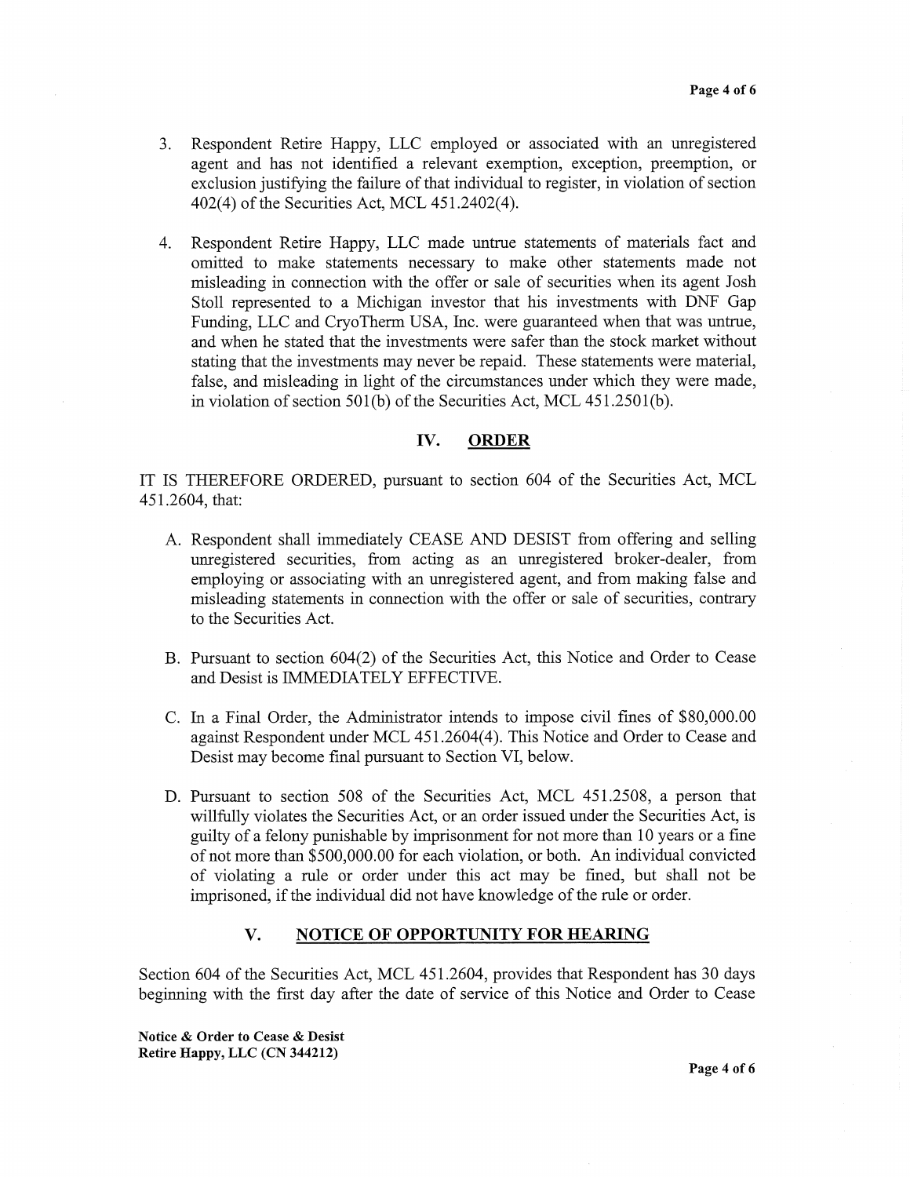3. Respondent Retire Happy, LLC employed or associated with an unregistered agent and has not identified a relevant exemption, exception, preemption, or exclusion justifying the failure of that individual to register, in violation of section 402(4) of the Securities Act, MCL 451.2402(4).

4. Respondent Retire Happy, LLC made untrue statements of materials fact and omitted to make statements necessary to make other statements made not misleading in connection with the offer or sale of securities when its agent Josh Stoll represented to a Michigan investor that his investments with DNF Gap Funding, LLC and CryoTherm USA, Inc. were guaranteed when that was untrue, and when he stated that the investments were safer than the stock market without stating that the investments may never be repaid. These statements were material, false, and misleading in light of the circumstances under which they were made, in violation of section 501(b) of the Securities Act, MCL 451.2501(b).

## IV. ORDER

IT IS THEREFORE ORDERED, pursuant to section 604 of the Securities Act, MCL 451.2604, that:

A. Respondent shall immediately CEASE AND DESIST from offering and selling unregistered securities, from acting as an unregistered broker-dealer, from employing or associating with an unregistered agent, and from making false and misleading statements in connection with the offer or sale of securities, contrary to the Securities Act.

B. Pursuant to section 604(2) of the Securities Act, this Notice and Order to Cease and Desist is IMMEDIATELY EFFECTIVE.

C. In a Final Order, the Administrator intends to impose civil fines of $80,000.00 against Respondent under MCL 451.2604(4). This Notice and Order to Cease and Desist may become final pursuant to Section VI, below.

D. Pursuant to section 508 of the Securities Act, MCL 451.2508, a person that willfully violates the Securities Act, or an order issued under the Securities Act, is guilty of a felony punishable by imprisonment for not more than 10 years or a fine of not more than $500,000.00 for each violation, or both. An individual convicted of violating a rule or order under this act may be fined, but shall not be imprisoned, if the individual did not have knowledge of the rule or order.

## V. NOTICE OF OPPORTUNITY FOR HEARING

Section 604 of the Securities Act, MCL 451.2604, provides that Respondent has 30 days beginning with the first day after the date of service of this Notice and Order to Cease

**Notice & Order to Cease & Desist**
**Retire Happy, LLC (CN 344212)**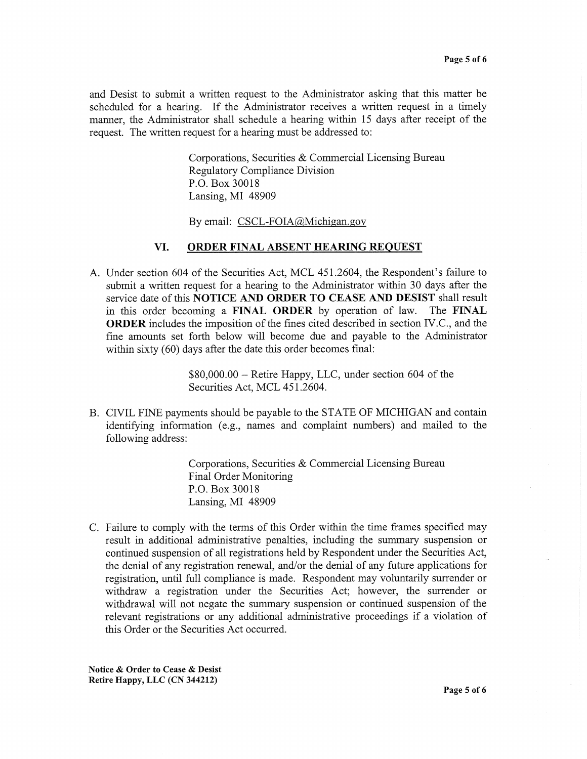and Desist to submit a written request to the Administrator asking that this matter be scheduled for a hearing. If the Administrator receives a written request in a timely manner, the Administrator shall schedule a hearing within 15 days after receipt of the request. The written request for a hearing must be addressed to:

> Corporations, Securities & Commercial Licensing Bureau
> Regulatory Compliance Division
> P.O. Box 30018
> Lansing, MI 48909
>
> By email: CSCL-FOIA@Michigan.gov

## VI. ORDER FINAL ABSENT HEARING REQUEST

A. Under section 604 of the Securities Act, MCL 451.2604, the Respondent's failure to submit a written request for a hearing to the Administrator within 30 days after the service date of this **NOTICE AND ORDER TO CEASE AND DESIST** shall result in this order becoming a **FINAL ORDER** by operation of law. The **FINAL ORDER** includes the imposition of the fines cited described in section IV.C., and the fine amounts set forth below will become due and payable to the Administrator within sixty (60) days after the date this order becomes final:

> $80,000.00 – Retire Happy, LLC, under section 604 of the Securities Act, MCL 451.2604.

B. CIVIL FINE payments should be payable to the STATE OF MICHIGAN and contain identifying information (e.g., names and complaint numbers) and mailed to the following address:

> Corporations, Securities & Commercial Licensing Bureau
> Final Order Monitoring
> P.O. Box 30018
> Lansing, MI 48909

C. Failure to comply with the terms of this Order within the time frames specified may result in additional administrative penalties, including the summary suspension or continued suspension of all registrations held by Respondent under the Securities Act, the denial of any registration renewal, and/or the denial of any future applications for registration, until full compliance is made. Respondent may voluntarily surrender or withdraw a registration under the Securities Act; however, the surrender or withdrawal will not negate the summary suspension or continued suspension of the relevant registrations or any additional administrative proceedings if a violation of this Order or the Securities Act occurred.

**Notice & Order to Cease & Desist**
**Retire Happy, LLC (CN 344212)**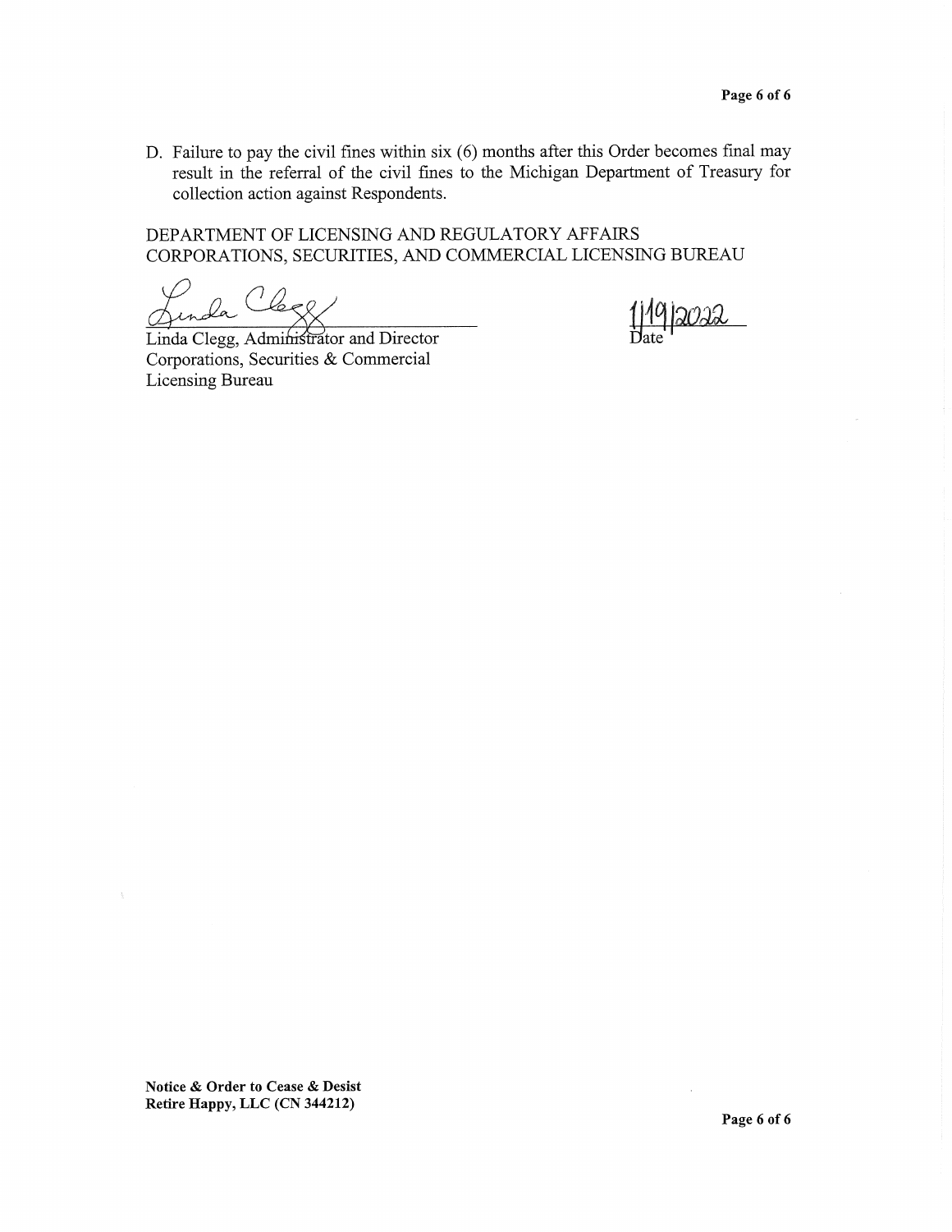D. Failure to pay the civil fines within six (6) months after this Order becomes final may result in the referral of the civil fines to the Michigan Department of Treasury for collection action against Respondents.

DEPARTMENT OF LICENSING AND REGULATORY AFFAIRS
CORPORATIONS, SECURITIES, AND COMMERCIAL LICENSING BUREAU

Linda Clegg, Administrator and Director
Corporations, Securities & Commercial
Licensing Bureau

1/19/2022
Date

**Notice & Order to Cease & Desist**
**Retire Happy, LLC (CN 344212)**